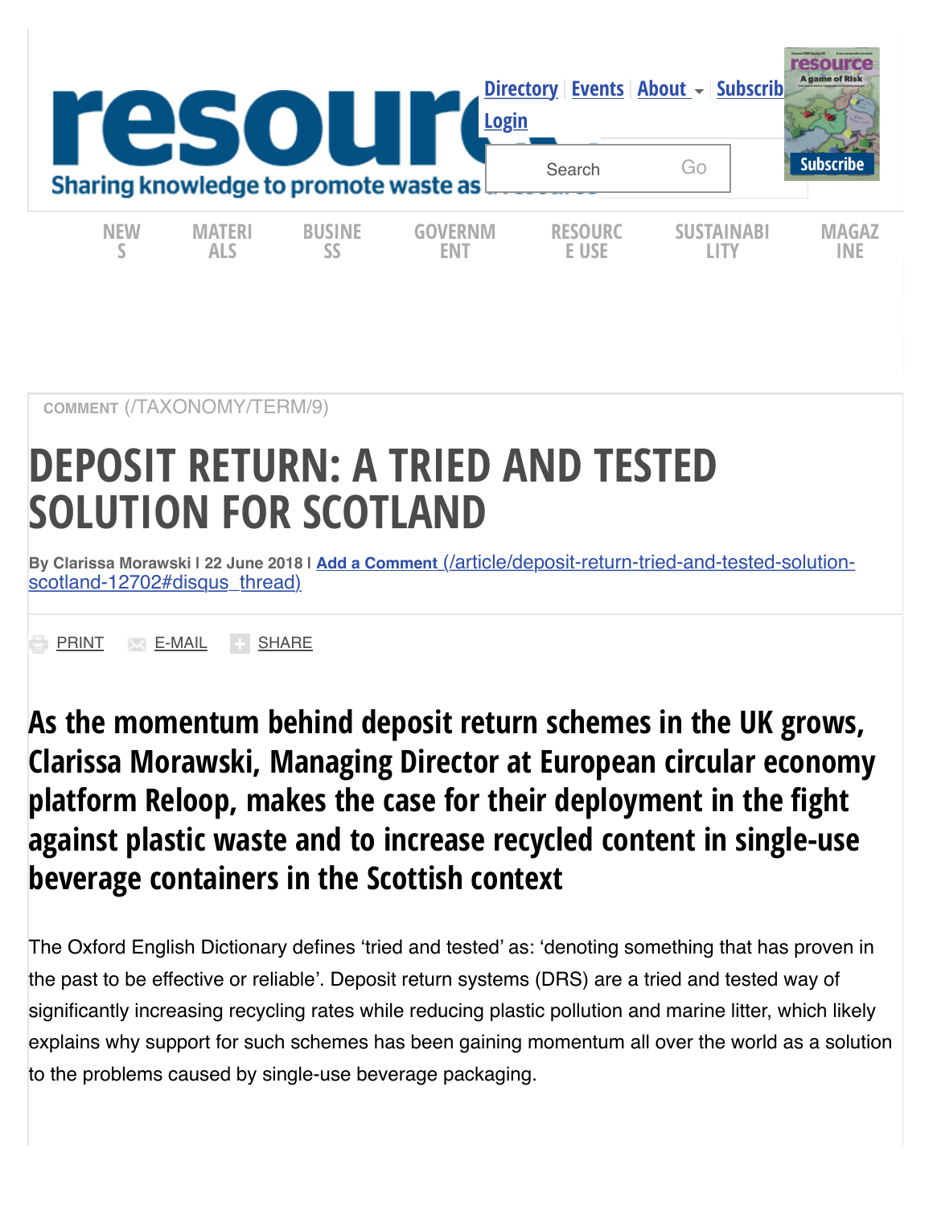COMMENT (/TAXONOMY/TERM/9)

# DEPOSIT RETURN: A TRIED AND TESTED SOLUTION FOR SCOTLAND

By Clarissa Morawski I 22 June 2018 I Add a Comment (/article/deposit-return-tried-and-tested-solution-scotland-12702#disqus_thread)

PRINT E-MAIL SHARE

## As the momentum behind deposit return schemes in the UK grows, Clarissa Morawski, Managing Director at European circular economy platform Reloop, makes the case for their deployment in the fight against plastic waste and to increase recycled content in single-use beverage containers in the Scottish context

The Oxford English Dictionary defines 'tried and tested' as: 'denoting something that has proven in the past to be effective or reliable'. Deposit return systems (DRS) are a tried and tested way of significantly increasing recycling rates while reducing plastic pollution and marine litter, which likely explains why support for such schemes has been gaining momentum all over the world as a solution to the problems caused by single-use beverage packaging.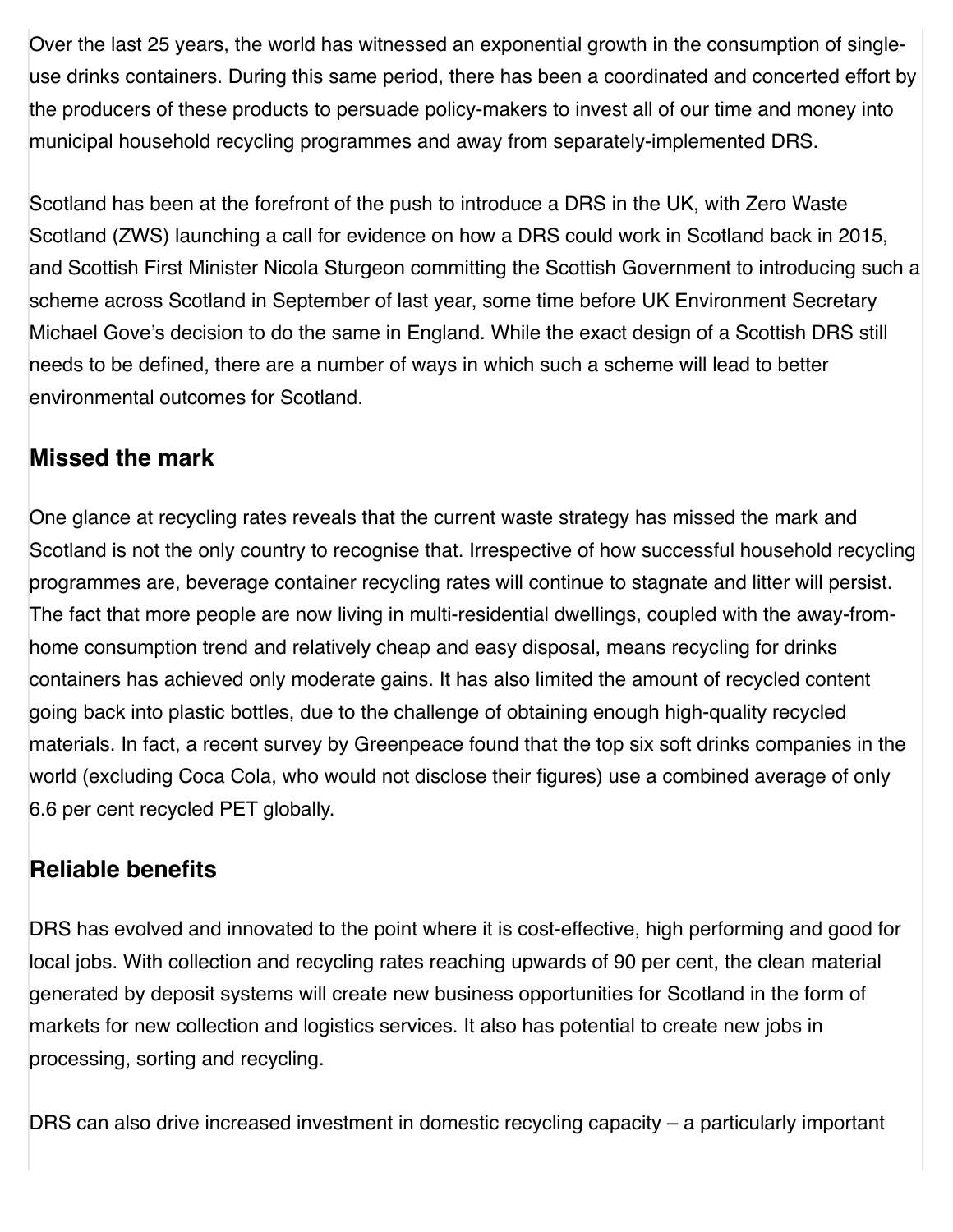Over the last 25 years, the world has witnessed an exponential growth in the consumption of single-use drinks containers. During this same period, there has been a coordinated and concerted effort by the producers of these products to persuade policy-makers to invest all of our time and money into municipal household recycling programmes and away from separately-implemented DRS.

Scotland has been at the forefront of the push to introduce a DRS in the UK, with Zero Waste Scotland (ZWS) launching a call for evidence on how a DRS could work in Scotland back in 2015, and Scottish First Minister Nicola Sturgeon committing the Scottish Government to introducing such a scheme across Scotland in September of last year, some time before UK Environment Secretary Michael Gove's decision to do the same in England. While the exact design of a Scottish DRS still needs to be defined, there are a number of ways in which such a scheme will lead to better environmental outcomes for Scotland.

## Missed the mark

One glance at recycling rates reveals that the current waste strategy has missed the mark and Scotland is not the only country to recognise that. Irrespective of how successful household recycling programmes are, beverage container recycling rates will continue to stagnate and litter will persist. The fact that more people are now living in multi-residential dwellings, coupled with the away-from-home consumption trend and relatively cheap and easy disposal, means recycling for drinks containers has achieved only moderate gains. It has also limited the amount of recycled content going back into plastic bottles, due to the challenge of obtaining enough high-quality recycled materials. In fact, a recent survey by Greenpeace found that the top six soft drinks companies in the world (excluding Coca Cola, who would not disclose their figures) use a combined average of only 6.6 per cent recycled PET globally.

## Reliable benefits

DRS has evolved and innovated to the point where it is cost-effective, high performing and good for local jobs. With collection and recycling rates reaching upwards of 90 per cent, the clean material generated by deposit systems will create new business opportunities for Scotland in the form of markets for new collection and logistics services. It also has potential to create new jobs in processing, sorting and recycling.

DRS can also drive increased investment in domestic recycling capacity – a particularly important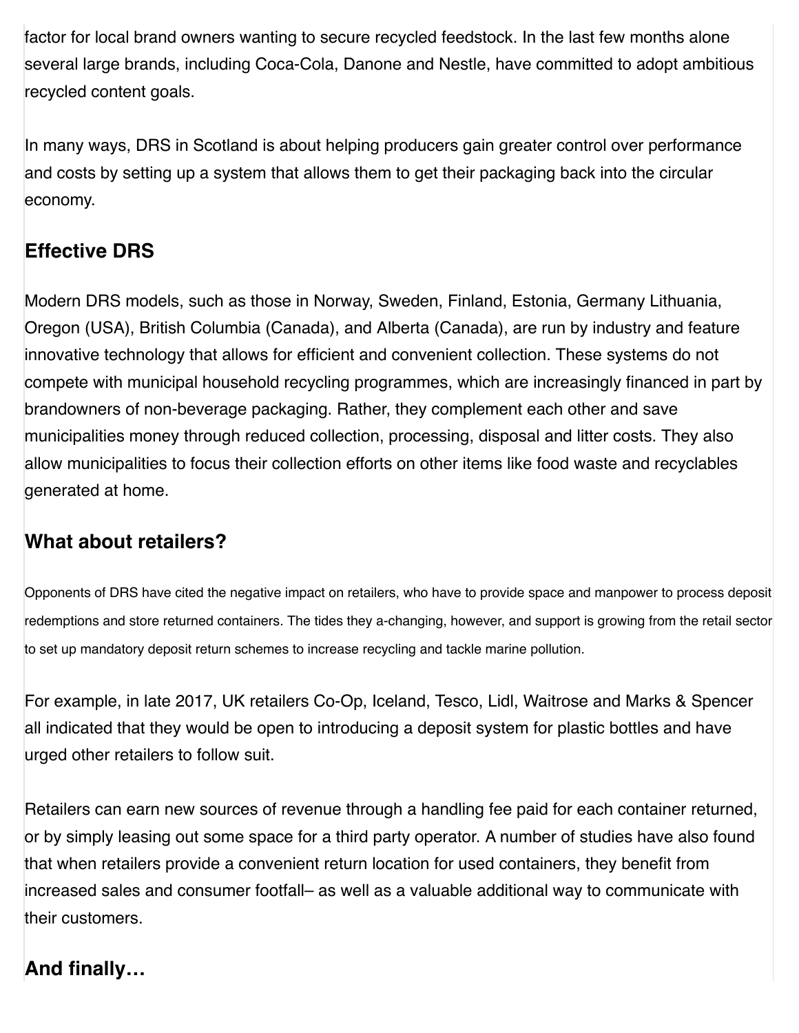factor for local brand owners wanting to secure recycled feedstock. In the last few months alone several large brands, including Coca-Cola, Danone and Nestle, have committed to adopt ambitious recycled content goals.

In many ways, DRS in Scotland is about helping producers gain greater control over performance and costs by setting up a system that allows them to get their packaging back into the circular economy.

## Effective DRS

Modern DRS models, such as those in Norway, Sweden, Finland, Estonia, Germany Lithuania, Oregon (USA), British Columbia (Canada), and Alberta (Canada), are run by industry and feature innovative technology that allows for efficient and convenient collection. These systems do not compete with municipal household recycling programmes, which are increasingly financed in part by brandowners of non-beverage packaging. Rather, they complement each other and save municipalities money through reduced collection, processing, disposal and litter costs. They also allow municipalities to focus their collection efforts on other items like food waste and recyclables generated at home.

## What about retailers?

Opponents of DRS have cited the negative impact on retailers, who have to provide space and manpower to process deposit redemptions and store returned containers. The tides they a-changing, however, and support is growing from the retail sector to set up mandatory deposit return schemes to increase recycling and tackle marine pollution.

For example, in late 2017, UK retailers Co-Op, Iceland, Tesco, Lidl, Waitrose and Marks & Spencer all indicated that they would be open to introducing a deposit system for plastic bottles and have urged other retailers to follow suit.

Retailers can earn new sources of revenue through a handling fee paid for each container returned, or by simply leasing out some space for a third party operator. A number of studies have also found that when retailers provide a convenient return location for used containers, they benefit from increased sales and consumer footfall– as well as a valuable additional way to communicate with their customers.

## And finally…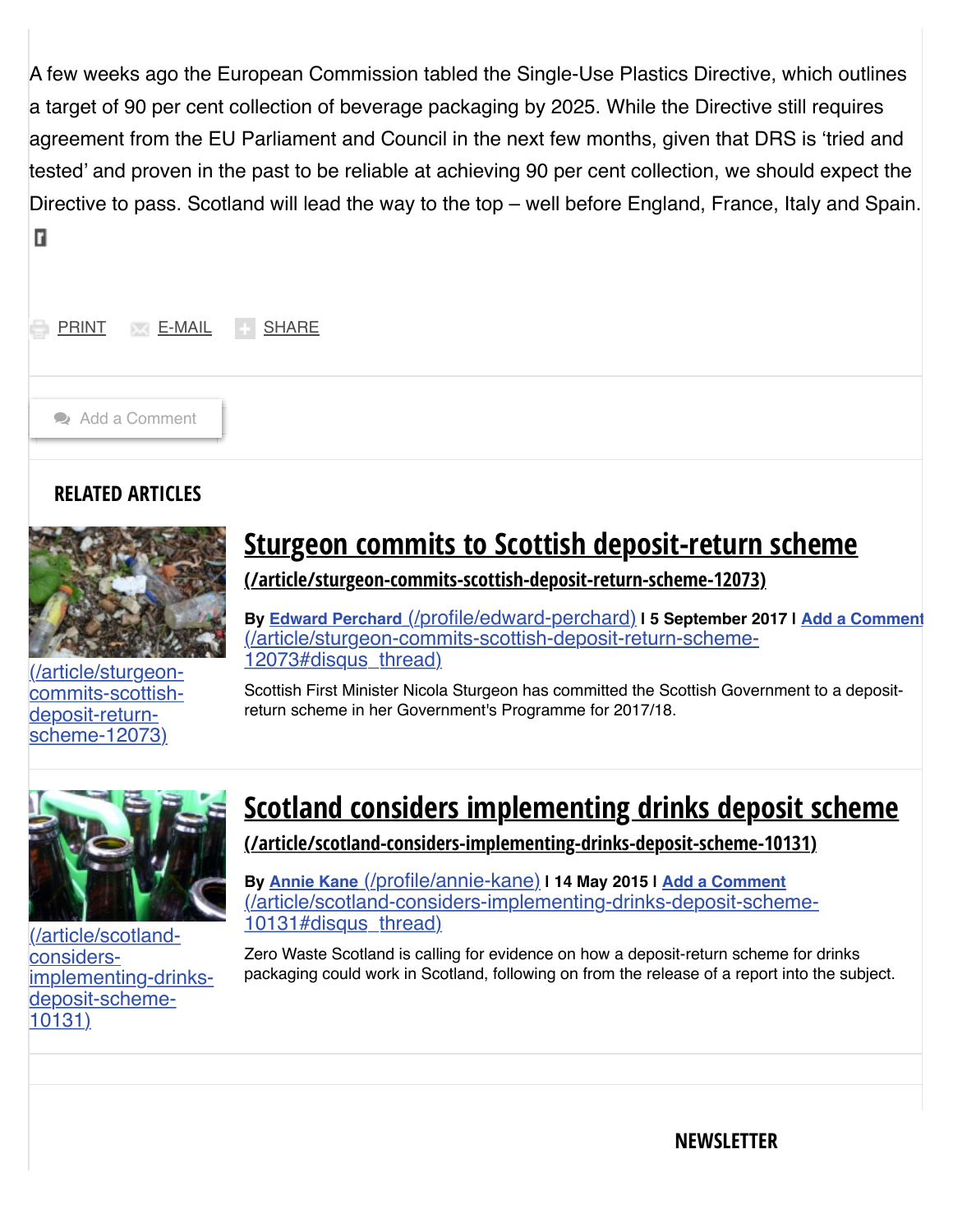A few weeks ago the European Commission tabled the Single-Use Plastics Directive, which outlines a target of 90 per cent collection of beverage packaging by 2025. While the Directive still requires agreement from the EU Parliament and Council in the next few months, given that DRS is 'tried and tested' and proven in the past to be reliable at achieving 90 per cent collection, we should expect the Directive to pass. Scotland will lead the way to the top – well before England, France, Italy and Spain.

PRINT E-MAIL SHARE

Add a Comment

## RELATED ARTICLES

(/article/sturgeon-commits-scottish-deposit-return-scheme-12073)

### Sturgeon commits to Scottish deposit-return scheme (/article/sturgeon-commits-scottish-deposit-return-scheme-12073)

By **Edward Perchard** (/profile/edward-perchard) I **5 September 2017** I **Add a Comment** (/article/sturgeon-commits-scottish-deposit-return-scheme-12073#disqus_thread)

Scottish First Minister Nicola Sturgeon has committed the Scottish Government to a deposit-return scheme in her Government's Programme for 2017/18.

(/article/scotland-considers-implementing-drinks-deposit-scheme-10131)

### Scotland considers implementing drinks deposit scheme (/article/scotland-considers-implementing-drinks-deposit-scheme-10131)

By **Annie Kane** (/profile/annie-kane) I **14 May 2015** I **Add a Comment** (/article/scotland-considers-implementing-drinks-deposit-scheme-10131#disqus_thread)

Zero Waste Scotland is calling for evidence on how a deposit-return scheme for drinks packaging could work in Scotland, following on from the release of a report into the subject.

**NEWSLETTER**